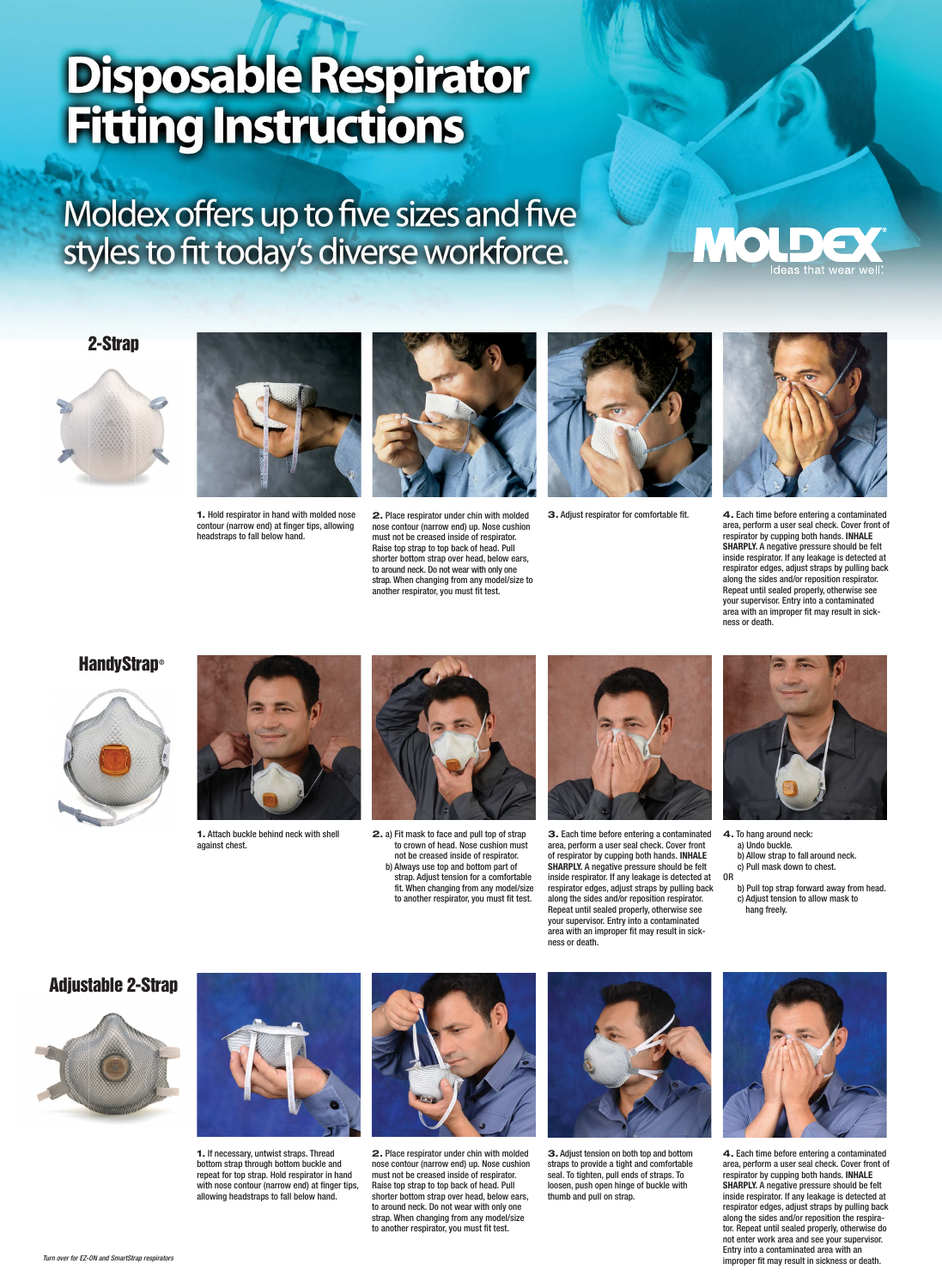# Disposable Respirator Fitting Instructions

## Moldex offers up to five sizes and five styles to fit today's diverse workforce.

MOLDEX®
Ideas that wear well.®

### 2-Strap

**1.** Hold respirator in hand with molded nose contour (narrow end) at finger tips, allowing headstraps to fall below hand.

**2.** Place respirator under chin with molded nose contour (narrow end) up. Nose cushion must not be creased inside of respirator. Raise top strap to top back of head. Pull shorter bottom strap over head, below ears, to around neck. Do not wear with only one strap. When changing from any model/size to another respirator, you must fit test.

**3.** Adjust respirator for comfortable fit.

**4.** Each time before entering a contaminated area, perform a user seal check. Cover front of respirator by cupping both hands. **INHALE SHARPLY.** A negative pressure should be felt inside respirator. If any leakage is detected at respirator edges, adjust straps by pulling back along the sides and/or reposition respirator. Repeat until sealed properly, otherwise see your supervisor. Entry into a contaminated area with an improper fit may result in sickness or death.

### HandyStrap®

**1.** Attach buckle behind neck with shell against chest.

**2.** a) Fit mask to face and pull top of strap to crown of head. Nose cushion must not be creased inside of respirator.
b) Always use top and bottom part of strap. Adjust tension for a comfortable fit. When changing from any model/size to another respirator, you must fit test.

**3.** Each time before entering a contaminated area, perform a user seal check. Cover front of respirator by cupping both hands. **INHALE SHARPLY.** A negative pressure should be felt inside respirator. If any leakage is detected at respirator edges, adjust straps by pulling back along the sides and/or reposition respirator. Repeat until sealed properly, otherwise see your supervisor. Entry into a contaminated area with an improper fit may result in sickness or death.

**4.** To hang around neck:
a) Undo buckle.
b) Allow strap to fall around neck.
c) Pull mask down to chest.

OR

b) Pull top strap forward away from head.
c) Adjust tension to allow mask to hang freely.

### Adjustable 2-Strap

**1.** If necessary, untwist straps. Thread bottom strap through bottom buckle and repeat for top strap. Hold respirator in hand with nose contour (narrow end) at finger tips, allowing headstraps to fall below hand.

**2.** Place respirator under chin with molded nose contour (narrow end) up. Nose cushion must not be creased inside of respirator. Raise top strap to top back of head. Pull shorter bottom strap over head, below ears, to around neck. Do not wear with only one strap. When changing from any model/size to another respirator, you must fit test.

**3.** Adjust tension on both top and bottom straps to provide a tight and comfortable seal. To tighten, pull ends of straps. To loosen, push open hinge of buckle with thumb and pull on strap.

**4.** Each time before entering a contaminated area, perform a user seal check. Cover front of respirator by cupping both hands. **INHALE SHARPLY.** A negative pressure should be felt inside respirator. If any leakage is detected at respirator edges, adjust straps by pulling back along the sides and/or reposition the respirator. Repeat until sealed properly, otherwise do not enter work area and see your supervisor. Entry into a contaminated area with an improper fit may result in sickness or death.

*Turn over for EZ-ON and SmartStrap respirators*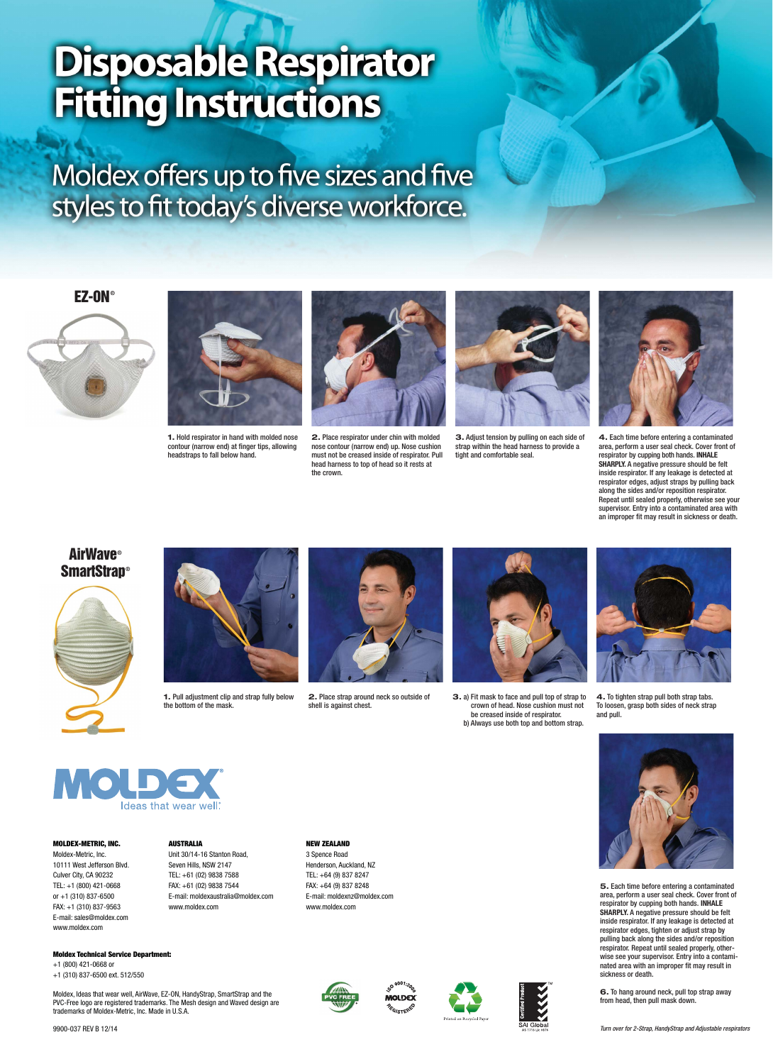# Disposable Respirator Fitting Instructions

## Moldex offers up to five sizes and five styles to fit today's diverse workforce.

### EZ-ON®

**1.** Hold respirator in hand with molded nose contour (narrow end) at finger tips, allowing headstraps to fall below hand.

**2.** Place respirator under chin with molded nose contour (narrow end) up. Nose cushion must not be creased inside of respirator. Pull head harness to top of head so it rests at the crown.

**3.** Adjust tension by pulling on each side of strap within the head harness to provide a tight and comfortable seal.

**4.** Each time before entering a contaminated area, perform a user seal check. Cover front of respirator by cupping both hands. **INHALE SHARPLY.** A negative pressure should be felt inside respirator. If any leakage is detected at respirator edges, adjust straps by pulling back along the sides and/or reposition respirator. Repeat until sealed properly, otherwise see your supervisor. Entry into a contaminated area with an improper fit may result in sickness or death.

### AirWave® SmartStrap®

**1.** Pull adjustment clip and strap fully below the bottom of the mask.

**2.** Place strap around neck so outside of shell is against chest.

**3.** a) Fit mask to face and pull top of strap to crown of head. Nose cushion must not be creased inside of respirator.
b) Always use both top and bottom strap.

**4.** To tighten strap pull both strap tabs. To loosen, grasp both sides of neck strap and pull.

**5.** Each time before entering a contaminated area, perform a user seal check. Cover front of respirator by cupping both hands. **INHALE SHARPLY.** A negative pressure should be felt inside respirator. If any leakage is detected at respirator edges, tighten or adjust strap by pulling back along the sides and/or reposition respirator. Repeat until sealed properly, otherwise see your supervisor. Entry into a contaminated area with an improper fit may result in sickness or death.

**6.** To hang around neck, pull top strap away from head, then pull mask down.

MOLDEX® Ideas that wear well.®

**MOLDEX-METRIC, INC.**
Moldex-Metric, Inc.
10111 West Jefferson Blvd.
Culver City, CA 90232
TEL: +1 (800) 421-0668
or +1 (310) 837-6500
FAX: +1 (310) 837-9563
E-mail: sales@moldex.com
www.moldex.com

**AUSTRALIA**
Unit 30/14-16 Stanton Road,
Seven Hills, NSW 2147
TEL: +61 (02) 9838 7588
FAX: +61 (02) 9838 7544
E-mail: moldexaustralia@moldex.com
www.moldex.com

**NEW ZEALAND**
3 Spence Road
Henderson, Auckland, NZ
TEL: +64 (9) 837 8247
FAX: +64 (9) 837 8248
E-mail: moldexnz@moldex.com
www.moldex.com

**Moldex Technical Service Department:**
+1 (800) 421-0668 or
+1 (310) 837-6500 ext. 512/550

Moldex, Ideas that wear well, AirWave, EZ-ON, HandyStrap, SmartStrap and the PVC-Free logo are registered trademarks. The Mesh design and Waved design are trademarks of Moldex-Metric, Inc. Made in U.S.A.

9900-037 REV B 12/14

PVC FREE · ISO 9001:2008 MOLDEX REGISTERED · Printed on Recycled Paper · Certified Product SAI Global

*Turn over for 2-Strap, HandyStrap and Adjustable respirators*